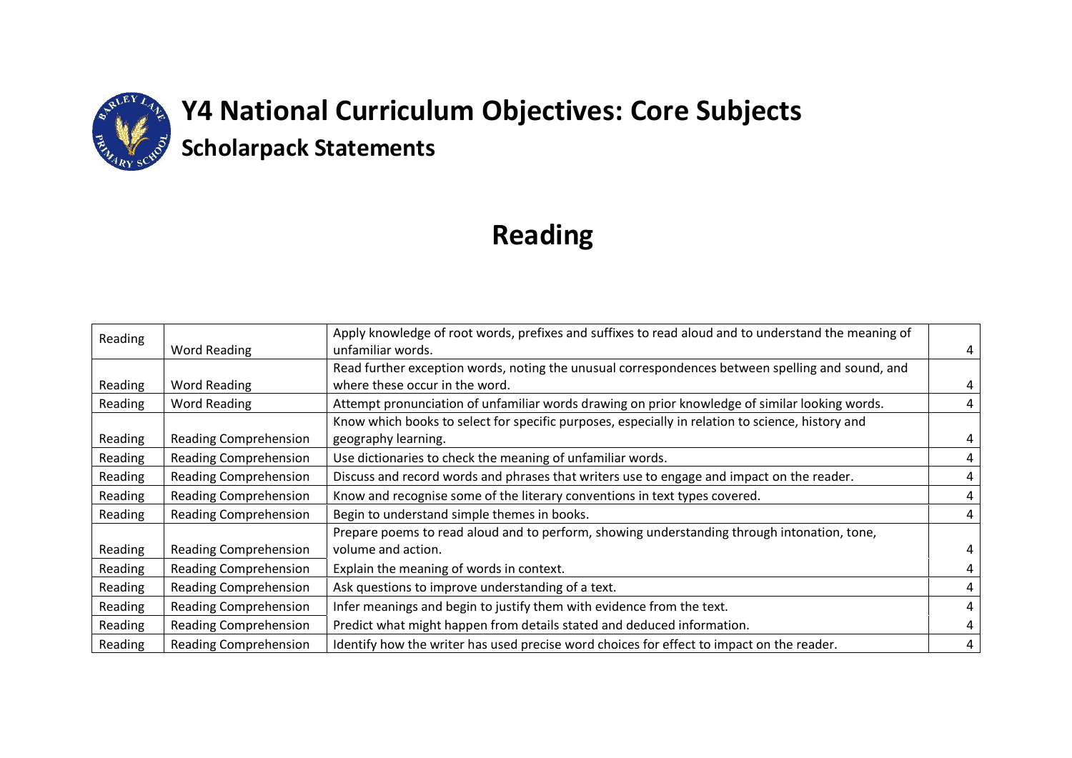# Y4 National Curriculum Objectives: Core Subjects

## Scholarpack Statements

# Reading

| | | | |
|---|---|---|---|
| Reading | Word Reading | Apply knowledge of root words, prefixes and suffixes to read aloud and to understand the meaning of unfamiliar words. | 4 |
| Reading | Word Reading | Read further exception words, noting the unusual correspondences between spelling and sound, and where these occur in the word. | 4 |
| Reading | Word Reading | Attempt pronunciation of unfamiliar words drawing on prior knowledge of similar looking words. | 4 |
| Reading | Reading Comprehension | Know which books to select for specific purposes, especially in relation to science, history and geography learning. | 4 |
| Reading | Reading Comprehension | Use dictionaries to check the meaning of unfamiliar words. | 4 |
| Reading | Reading Comprehension | Discuss and record words and phrases that writers use to engage and impact on the reader. | 4 |
| Reading | Reading Comprehension | Know and recognise some of the literary conventions in text types covered. | 4 |
| Reading | Reading Comprehension | Begin to understand simple themes in books. | 4 |
| Reading | Reading Comprehension | Prepare poems to read aloud and to perform, showing understanding through intonation, tone, volume and action. | 4 |
| Reading | Reading Comprehension | Explain the meaning of words in context. | 4 |
| Reading | Reading Comprehension | Ask questions to improve understanding of a text. | 4 |
| Reading | Reading Comprehension | Infer meanings and begin to justify them with evidence from the text. | 4 |
| Reading | Reading Comprehension | Predict what might happen from details stated and deduced information. | 4 |
| Reading | Reading Comprehension | Identify how the writer has used precise word choices for effect to impact on the reader. | 4 |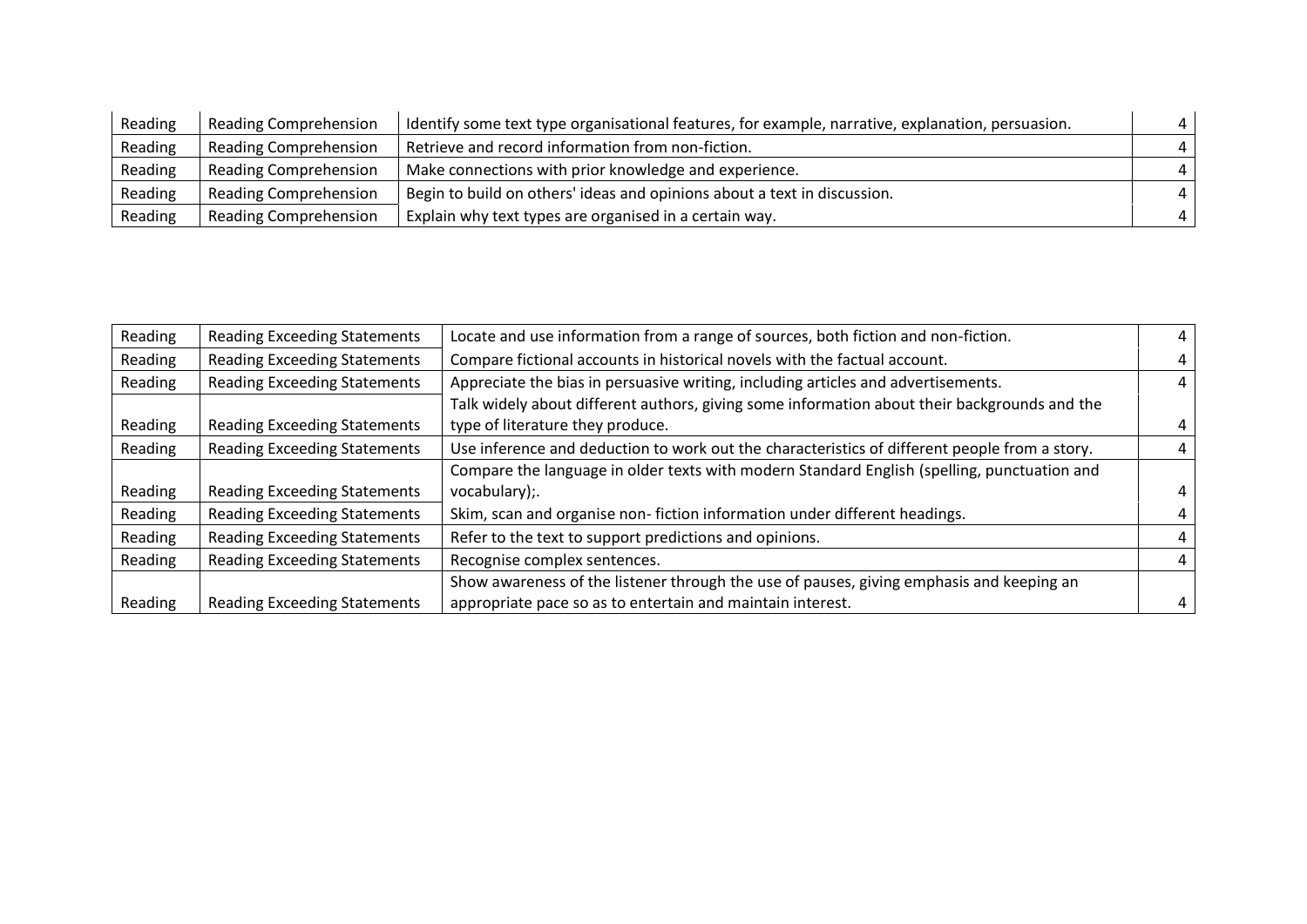| Reading | Reading Comprehension | Identify some text type organisational features, for example, narrative, explanation, persuasion. | 4 |
|---|---|---|---|
| Reading | Reading Comprehension | Retrieve and record information from non-fiction. | 4 |
| Reading | Reading Comprehension | Make connections with prior knowledge and experience. | 4 |
| Reading | Reading Comprehension | Begin to build on others' ideas and opinions about a text in discussion. | 4 |
| Reading | Reading Comprehension | Explain why text types are organised in a certain way. | 4 |

| Reading | Reading Exceeding Statements | Locate and use information from a range of sources, both fiction and non-fiction. | 4 |
|---|---|---|---|
| Reading | Reading Exceeding Statements | Compare fictional accounts in historical novels with the factual account. | 4 |
| Reading | Reading Exceeding Statements | Appreciate the bias in persuasive writing, including articles and advertisements. | 4 |
| Reading | Reading Exceeding Statements | Talk widely about different authors, giving some information about their backgrounds and the type of literature they produce. | 4 |
| Reading | Reading Exceeding Statements | Use inference and deduction to work out the characteristics of different people from a story. | 4 |
| Reading | Reading Exceeding Statements | Compare the language in older texts with modern Standard English (spelling, punctuation and vocabulary);. | 4 |
| Reading | Reading Exceeding Statements | Skim, scan and organise non- fiction information under different headings. | 4 |
| Reading | Reading Exceeding Statements | Refer to the text to support predictions and opinions. | 4 |
| Reading | Reading Exceeding Statements | Recognise complex sentences. | 4 |
| Reading | Reading Exceeding Statements | Show awareness of the listener through the use of pauses, giving emphasis and keeping an appropriate pace so as to entertain and maintain interest. | 4 |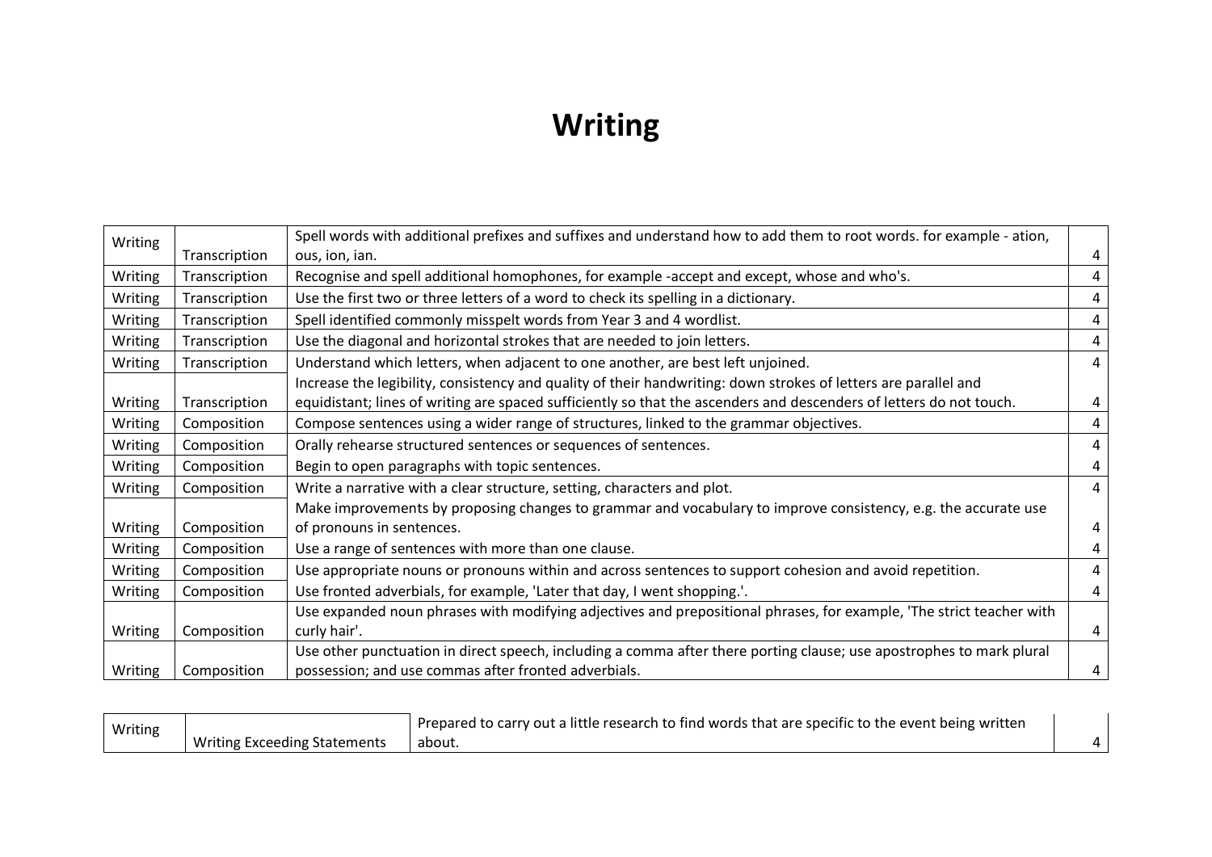# Writing

| | | | |
|---|---|---|---|
| Writing | Transcription | Spell words with additional prefixes and suffixes and understand how to add them to root words. for example - ation, ous, ion, ian. | 4 |
| Writing | Transcription | Recognise and spell additional homophones, for example -accept and except, whose and who's. | 4 |
| Writing | Transcription | Use the first two or three letters of a word to check its spelling in a dictionary. | 4 |
| Writing | Transcription | Spell identified commonly misspelt words from Year 3 and 4 wordlist. | 4 |
| Writing | Transcription | Use the diagonal and horizontal strokes that are needed to join letters. | 4 |
| Writing | Transcription | Understand which letters, when adjacent to one another, are best left unjoined. | 4 |
| Writing | Transcription | Increase the legibility, consistency and quality of their handwriting: down strokes of letters are parallel and equidistant; lines of writing are spaced sufficiently so that the ascenders and descenders of letters do not touch. | 4 |
| Writing | Composition | Compose sentences using a wider range of structures, linked to the grammar objectives. | 4 |
| Writing | Composition | Orally rehearse structured sentences or sequences of sentences. | 4 |
| Writing | Composition | Begin to open paragraphs with topic sentences. | 4 |
| Writing | Composition | Write a narrative with a clear structure, setting, characters and plot. | 4 |
| Writing | Composition | Make improvements by proposing changes to grammar and vocabulary to improve consistency, e.g. the accurate use of pronouns in sentences. | 4 |
| Writing | Composition | Use a range of sentences with more than one clause. | 4 |
| Writing | Composition | Use appropriate nouns or pronouns within and across sentences to support cohesion and avoid repetition. | 4 |
| Writing | Composition | Use fronted adverbials, for example, 'Later that day, I went shopping.'. | 4 |
| Writing | Composition | Use expanded noun phrases with modifying adjectives and prepositional phrases, for example, 'The strict teacher with curly hair'. | 4 |
| Writing | Composition | Use other punctuation in direct speech, including a comma after there porting clause; use apostrophes to mark plural possession; and use commas after fronted adverbials. | 4 |

| | | | |
|---|---|---|---|
| Writing | Writing Exceeding Statements | Prepared to carry out a little research to find words that are specific to the event being written about. | 4 |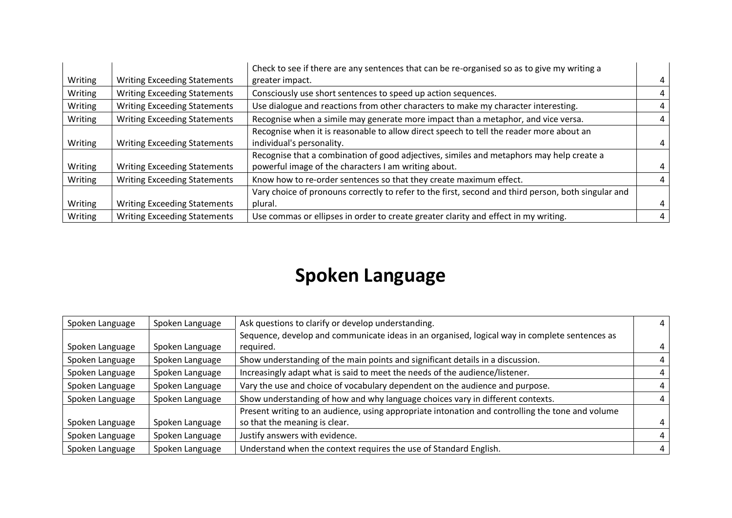| Writing | Writing Exceeding Statements | Check to see if there are any sentences that can be re-organised so as to give my writing a greater impact. | 4 |
|---|---|---|---|
| Writing | Writing Exceeding Statements | Consciously use short sentences to speed up action sequences. | 4 |
| Writing | Writing Exceeding Statements | Use dialogue and reactions from other characters to make my character interesting. | 4 |
| Writing | Writing Exceeding Statements | Recognise when a simile may generate more impact than a metaphor, and vice versa. | 4 |
| Writing | Writing Exceeding Statements | Recognise when it is reasonable to allow direct speech to tell the reader more about an individual's personality. | 4 |
| Writing | Writing Exceeding Statements | Recognise that a combination of good adjectives, similes and metaphors may help create a powerful image of the characters I am writing about. | 4 |
| Writing | Writing Exceeding Statements | Know how to re-order sentences so that they create maximum effect. | 4 |
| Writing | Writing Exceeding Statements | Vary choice of pronouns correctly to refer to the first, second and third person, both singular and plural. | 4 |
| Writing | Writing Exceeding Statements | Use commas or ellipses in order to create greater clarity and effect in my writing. | 4 |

# Spoken Language

| Spoken Language | Spoken Language | Ask questions to clarify or develop understanding. | 4 |
|---|---|---|---|
| Spoken Language | Spoken Language | Sequence, develop and communicate ideas in an organised, logical way in complete sentences as required. | 4 |
| Spoken Language | Spoken Language | Show understanding of the main points and significant details in a discussion. | 4 |
| Spoken Language | Spoken Language | Increasingly adapt what is said to meet the needs of the audience/listener. | 4 |
| Spoken Language | Spoken Language | Vary the use and choice of vocabulary dependent on the audience and purpose. | 4 |
| Spoken Language | Spoken Language | Show understanding of how and why language choices vary in different contexts. | 4 |
| Spoken Language | Spoken Language | Present writing to an audience, using appropriate intonation and controlling the tone and volume so that the meaning is clear. | 4 |
| Spoken Language | Spoken Language | Justify answers with evidence. | 4 |
| Spoken Language | Spoken Language | Understand when the context requires the use of Standard English. | 4 |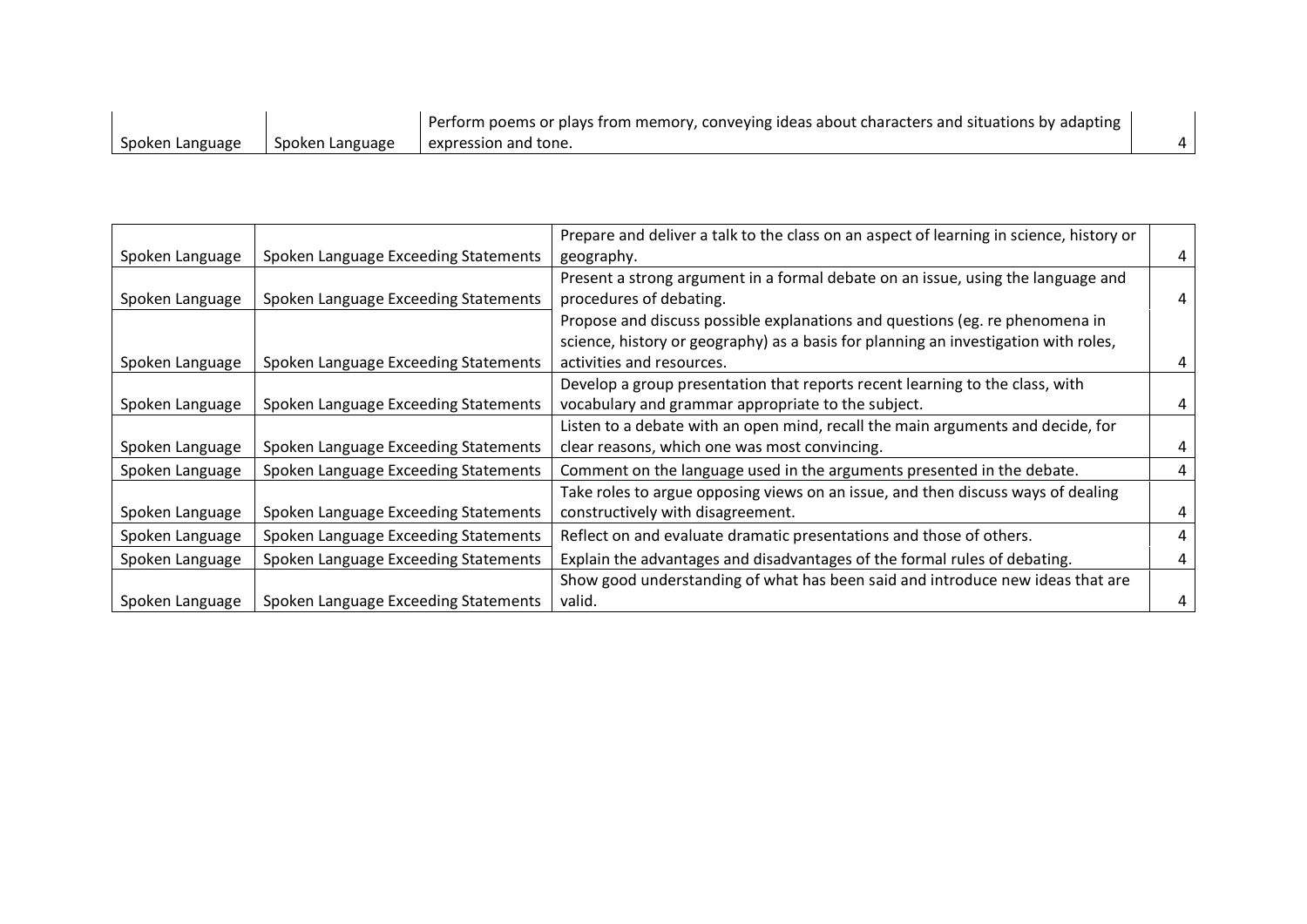| | | | |
|---|---|---|---|
| Spoken Language | Spoken Language | Perform poems or plays from memory, conveying ideas about characters and situations by adapting expression and tone. | 4 |

| | | | |
|---|---|---|---|
| Spoken Language | Spoken Language Exceeding Statements | Prepare and deliver a talk to the class on an aspect of learning in science, history or geography. | 4 |
| Spoken Language | Spoken Language Exceeding Statements | Present a strong argument in a formal debate on an issue, using the language and procedures of debating. | 4 |
| Spoken Language | Spoken Language Exceeding Statements | Propose and discuss possible explanations and questions (eg. re phenomena in science, history or geography) as a basis for planning an investigation with roles, activities and resources. | 4 |
| Spoken Language | Spoken Language Exceeding Statements | Develop a group presentation that reports recent learning to the class, with vocabulary and grammar appropriate to the subject. | 4 |
| Spoken Language | Spoken Language Exceeding Statements | Listen to a debate with an open mind, recall the main arguments and decide, for clear reasons, which one was most convincing. | 4 |
| Spoken Language | Spoken Language Exceeding Statements | Comment on the language used in the arguments presented in the debate. | 4 |
| Spoken Language | Spoken Language Exceeding Statements | Take roles to argue opposing views on an issue, and then discuss ways of dealing constructively with disagreement. | 4 |
| Spoken Language | Spoken Language Exceeding Statements | Reflect on and evaluate dramatic presentations and those of others. | 4 |
| Spoken Language | Spoken Language Exceeding Statements | Explain the advantages and disadvantages of the formal rules of debating. | 4 |
| Spoken Language | Spoken Language Exceeding Statements | Show good understanding of what has been said and introduce new ideas that are valid. | 4 |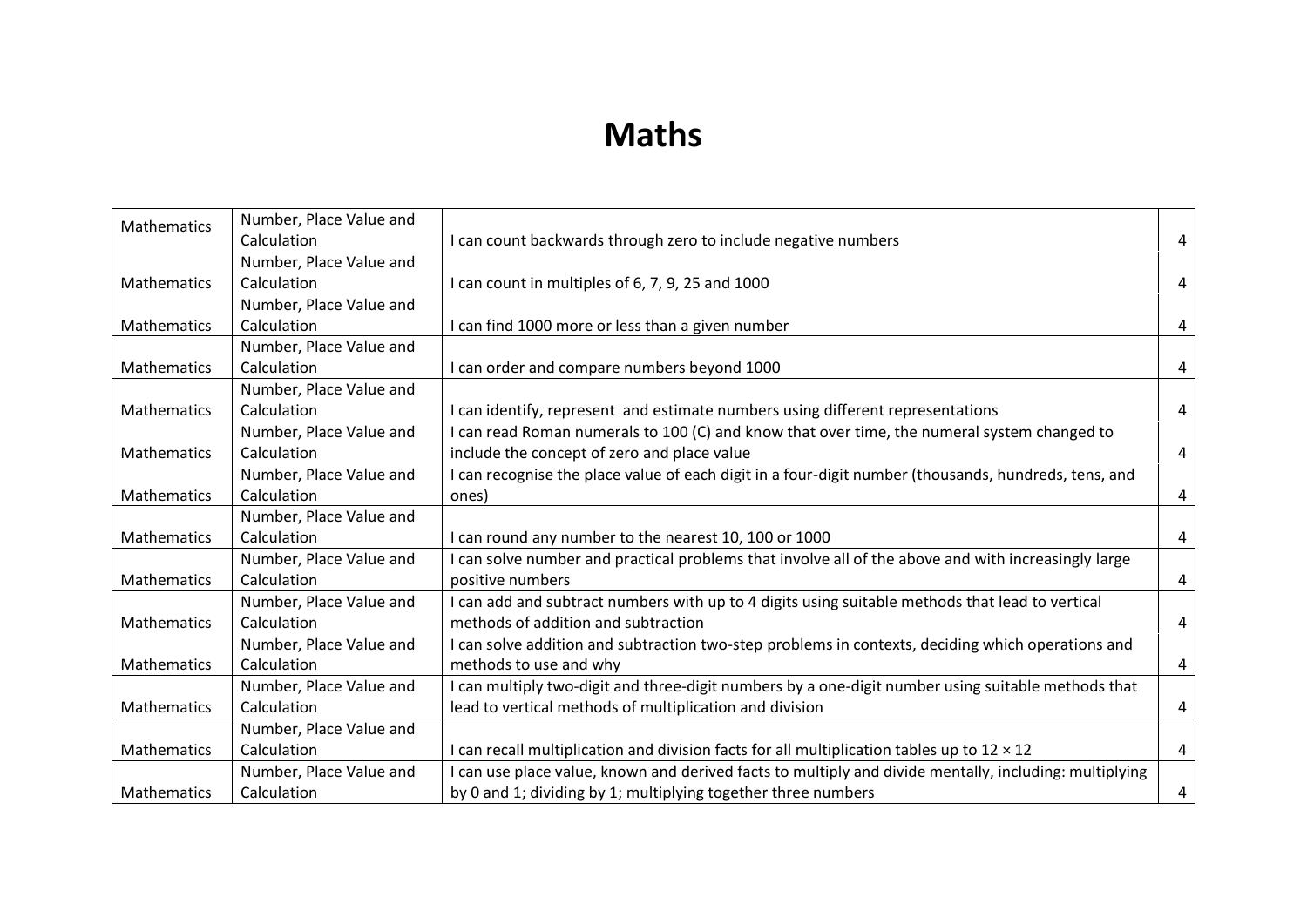# Maths

| | | | |
|---|---|---|---|
| Mathematics | Number, Place Value and Calculation | I can count backwards through zero to include negative numbers | 4 |
| Mathematics | Number, Place Value and Calculation | I can count in multiples of 6, 7, 9, 25 and 1000 | 4 |
| Mathematics | Number, Place Value and Calculation | I can find 1000 more or less than a given number | 4 |
| Mathematics | Number, Place Value and Calculation | I can order and compare numbers beyond 1000 | 4 |
| Mathematics | Number, Place Value and Calculation | I can identify, represent and estimate numbers using different representations | 4 |
| Mathematics | Number, Place Value and Calculation | I can read Roman numerals to 100 (C) and know that over time, the numeral system changed to include the concept of zero and place value | 4 |
| Mathematics | Number, Place Value and Calculation | I can recognise the place value of each digit in a four-digit number (thousands, hundreds, tens, and ones) | 4 |
| Mathematics | Number, Place Value and Calculation | I can round any number to the nearest 10, 100 or 1000 | 4 |
| Mathematics | Number, Place Value and Calculation | I can solve number and practical problems that involve all of the above and with increasingly large positive numbers | 4 |
| Mathematics | Number, Place Value and Calculation | I can add and subtract numbers with up to 4 digits using suitable methods that lead to vertical methods of addition and subtraction | 4 |
| Mathematics | Number, Place Value and Calculation | I can solve addition and subtraction two-step problems in contexts, deciding which operations and methods to use and why | 4 |
| Mathematics | Number, Place Value and Calculation | I can multiply two-digit and three-digit numbers by a one-digit number using suitable methods that lead to vertical methods of multiplication and division | 4 |
| Mathematics | Number, Place Value and Calculation | I can recall multiplication and division facts for all multiplication tables up to $12 \times 12$ | 4 |
| Mathematics | Number, Place Value and Calculation | I can use place value, known and derived facts to multiply and divide mentally, including: multiplying by 0 and 1; dividing by 1; multiplying together three numbers | 4 |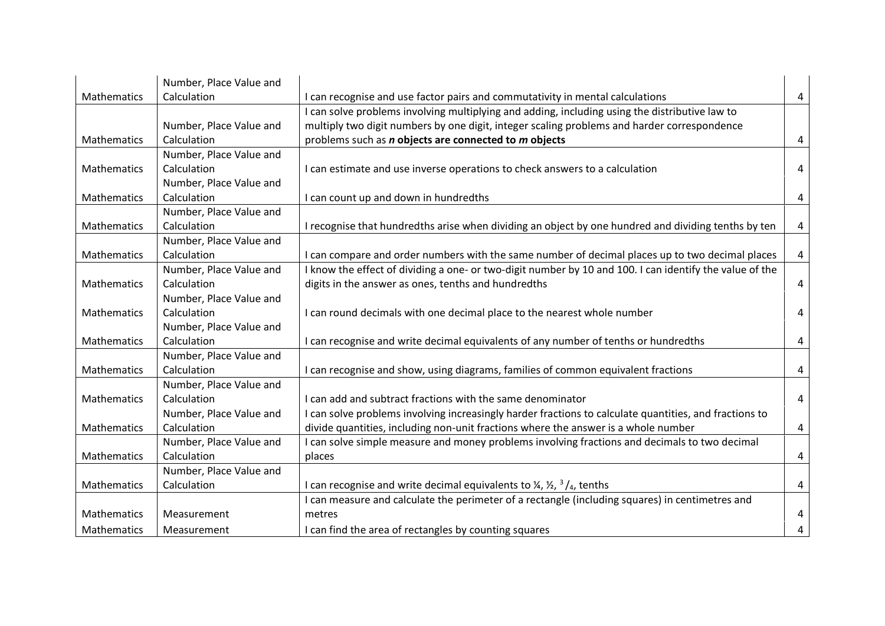| | | | |
|---|---|---|---|
| Mathematics | Number, Place Value and Calculation | I can recognise and use factor pairs and commutativity in mental calculations | 4 |
| Mathematics | Number, Place Value and Calculation | I can solve problems involving multiplying and adding, including using the distributive law to multiply two digit numbers by one digit, integer scaling problems and harder correspondence problems such as ***n* objects are connected to *m* objects** | 4 |
| Mathematics | Number, Place Value and Calculation | I can estimate and use inverse operations to check answers to a calculation | 4 |
| Mathematics | Number, Place Value and Calculation | I can count up and down in hundredths | 4 |
| Mathematics | Number, Place Value and Calculation | I recognise that hundredths arise when dividing an object by one hundred and dividing tenths by ten | 4 |
| Mathematics | Number, Place Value and Calculation | I can compare and order numbers with the same number of decimal places up to two decimal places | 4 |
| Mathematics | Number, Place Value and Calculation | I know the effect of dividing a one- or two-digit number by 10 and 100. I can identify the value of the digits in the answer as ones, tenths and hundredths | 4 |
| Mathematics | Number, Place Value and Calculation | I can round decimals with one decimal place to the nearest whole number | 4 |
| Mathematics | Number, Place Value and Calculation | I can recognise and write decimal equivalents of any number of tenths or hundredths | 4 |
| Mathematics | Number, Place Value and Calculation | I can recognise and show, using diagrams, families of common equivalent fractions | 4 |
| Mathematics | Number, Place Value and Calculation | I can add and subtract fractions with the same denominator | 4 |
| Mathematics | Number, Place Value and Calculation | I can solve problems involving increasingly harder fractions to calculate quantities, and fractions to divide quantities, including non-unit fractions where the answer is a whole number | 4 |
| Mathematics | Number, Place Value and Calculation | I can solve simple measure and money problems involving fractions and decimals to two decimal places | 4 |
| Mathematics | Number, Place Value and Calculation | I can recognise and write decimal equivalents to ¼, ½, $^3/_4$, tenths | 4 |
| Mathematics | Measurement | I can measure and calculate the perimeter of a rectangle (including squares) in centimetres and metres | 4 |
| Mathematics | Measurement | I can find the area of rectangles by counting squares | 4 |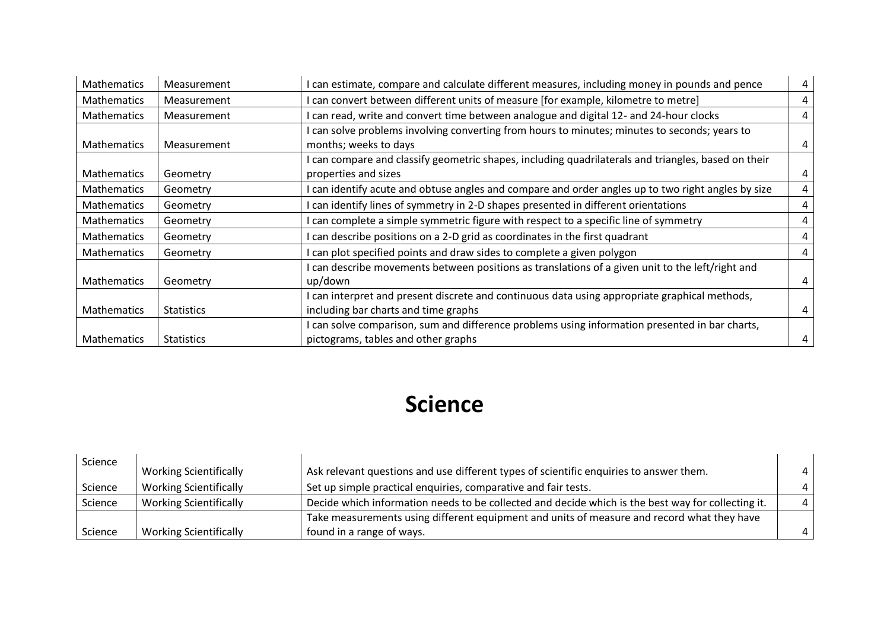| Mathematics | Measurement | I can estimate, compare and calculate different measures, including money in pounds and pence | 4 |
|---|---|---|---|
| Mathematics | Measurement | I can convert between different units of measure [for example, kilometre to metre] | 4 |
| Mathematics | Measurement | I can read, write and convert time between analogue and digital 12- and 24-hour clocks | 4 |
| Mathematics | Measurement | I can solve problems involving converting from hours to minutes; minutes to seconds; years to months; weeks to days | 4 |
| Mathematics | Geometry | I can compare and classify geometric shapes, including quadrilaterals and triangles, based on their properties and sizes | 4 |
| Mathematics | Geometry | I can identify acute and obtuse angles and compare and order angles up to two right angles by size | 4 |
| Mathematics | Geometry | I can identify lines of symmetry in 2-D shapes presented in different orientations | 4 |
| Mathematics | Geometry | I can complete a simple symmetric figure with respect to a specific line of symmetry | 4 |
| Mathematics | Geometry | I can describe positions on a 2-D grid as coordinates in the first quadrant | 4 |
| Mathematics | Geometry | I can plot specified points and draw sides to complete a given polygon | 4 |
| Mathematics | Geometry | I can describe movements between positions as translations of a given unit to the left/right and up/down | 4 |
| Mathematics | Statistics | I can interpret and present discrete and continuous data using appropriate graphical methods, including bar charts and time graphs | 4 |
| Mathematics | Statistics | I can solve comparison, sum and difference problems using information presented in bar charts, pictograms, tables and other graphs | 4 |

# Science

| Science | Working Scientifically | Ask relevant questions and use different types of scientific enquiries to answer them. | 4 |
|---|---|---|---|
| Science | Working Scientifically | Set up simple practical enquiries, comparative and fair tests. | 4 |
| Science | Working Scientifically | Decide which information needs to be collected and decide which is the best way for collecting it. | 4 |
| Science | Working Scientifically | Take measurements using different equipment and units of measure and record what they have found in a range of ways. | 4 |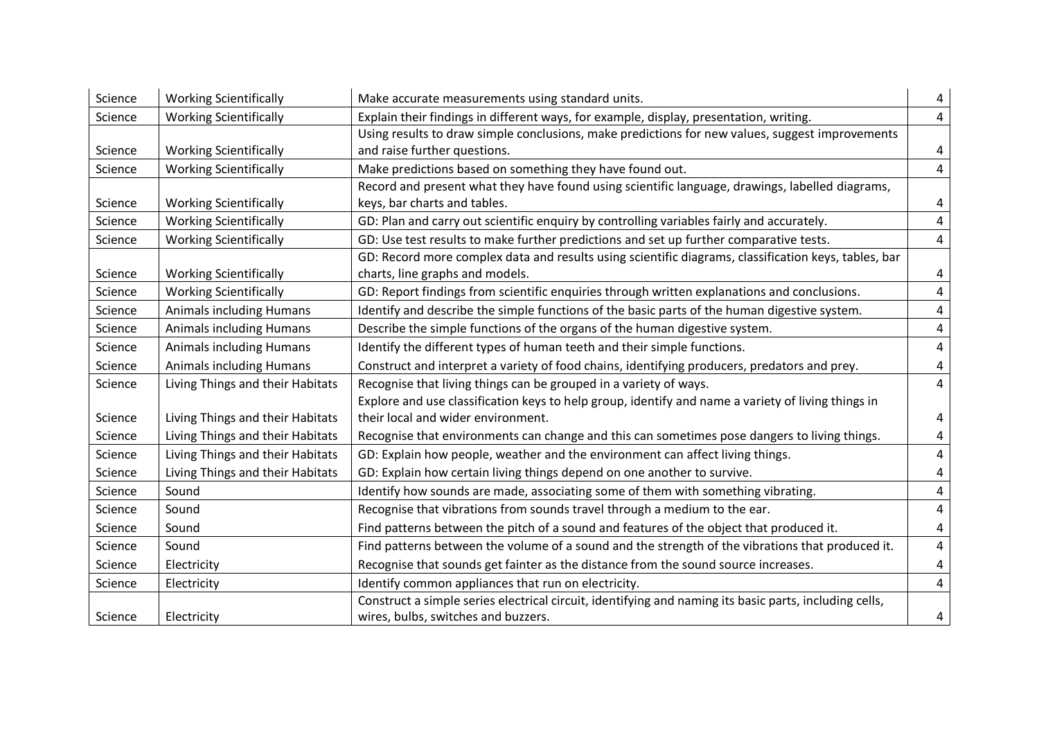| Science | Working Scientifically | Make accurate measurements using standard units. | 4 |
|---|---|---|---|
| Science | Working Scientifically | Explain their findings in different ways, for example, display, presentation, writing. | 4 |
| Science | Working Scientifically | Using results to draw simple conclusions, make predictions for new values, suggest improvements and raise further questions. | 4 |
| Science | Working Scientifically | Make predictions based on something they have found out. | 4 |
| Science | Working Scientifically | Record and present what they have found using scientific language, drawings, labelled diagrams, keys, bar charts and tables. | 4 |
| Science | Working Scientifically | GD: Plan and carry out scientific enquiry by controlling variables fairly and accurately. | 4 |
| Science | Working Scientifically | GD: Use test results to make further predictions and set up further comparative tests. | 4 |
| Science | Working Scientifically | GD: Record more complex data and results using scientific diagrams, classification keys, tables, bar charts, line graphs and models. | 4 |
| Science | Working Scientifically | GD: Report findings from scientific enquiries through written explanations and conclusions. | 4 |
| Science | Animals including Humans | Identify and describe the simple functions of the basic parts of the human digestive system. | 4 |
| Science | Animals including Humans | Describe the simple functions of the organs of the human digestive system. | 4 |
| Science | Animals including Humans | Identify the different types of human teeth and their simple functions. | 4 |
| Science | Animals including Humans | Construct and interpret a variety of food chains, identifying producers, predators and prey. | 4 |
| Science | Living Things and their Habitats | Recognise that living things can be grouped in a variety of ways. | 4 |
| Science | Living Things and their Habitats | Explore and use classification keys to help group, identify and name a variety of living things in their local and wider environment. | 4 |
| Science | Living Things and their Habitats | Recognise that environments can change and this can sometimes pose dangers to living things. | 4 |
| Science | Living Things and their Habitats | GD: Explain how people, weather and the environment can affect living things. | 4 |
| Science | Living Things and their Habitats | GD: Explain how certain living things depend on one another to survive. | 4 |
| Science | Sound | Identify how sounds are made, associating some of them with something vibrating. | 4 |
| Science | Sound | Recognise that vibrations from sounds travel through a medium to the ear. | 4 |
| Science | Sound | Find patterns between the pitch of a sound and features of the object that produced it. | 4 |
| Science | Sound | Find patterns between the volume of a sound and the strength of the vibrations that produced it. | 4 |
| Science | Electricity | Recognise that sounds get fainter as the distance from the sound source increases. | 4 |
| Science | Electricity | Identify common appliances that run on electricity. | 4 |
| Science | Electricity | Construct a simple series electrical circuit, identifying and naming its basic parts, including cells, wires, bulbs, switches and buzzers. | 4 |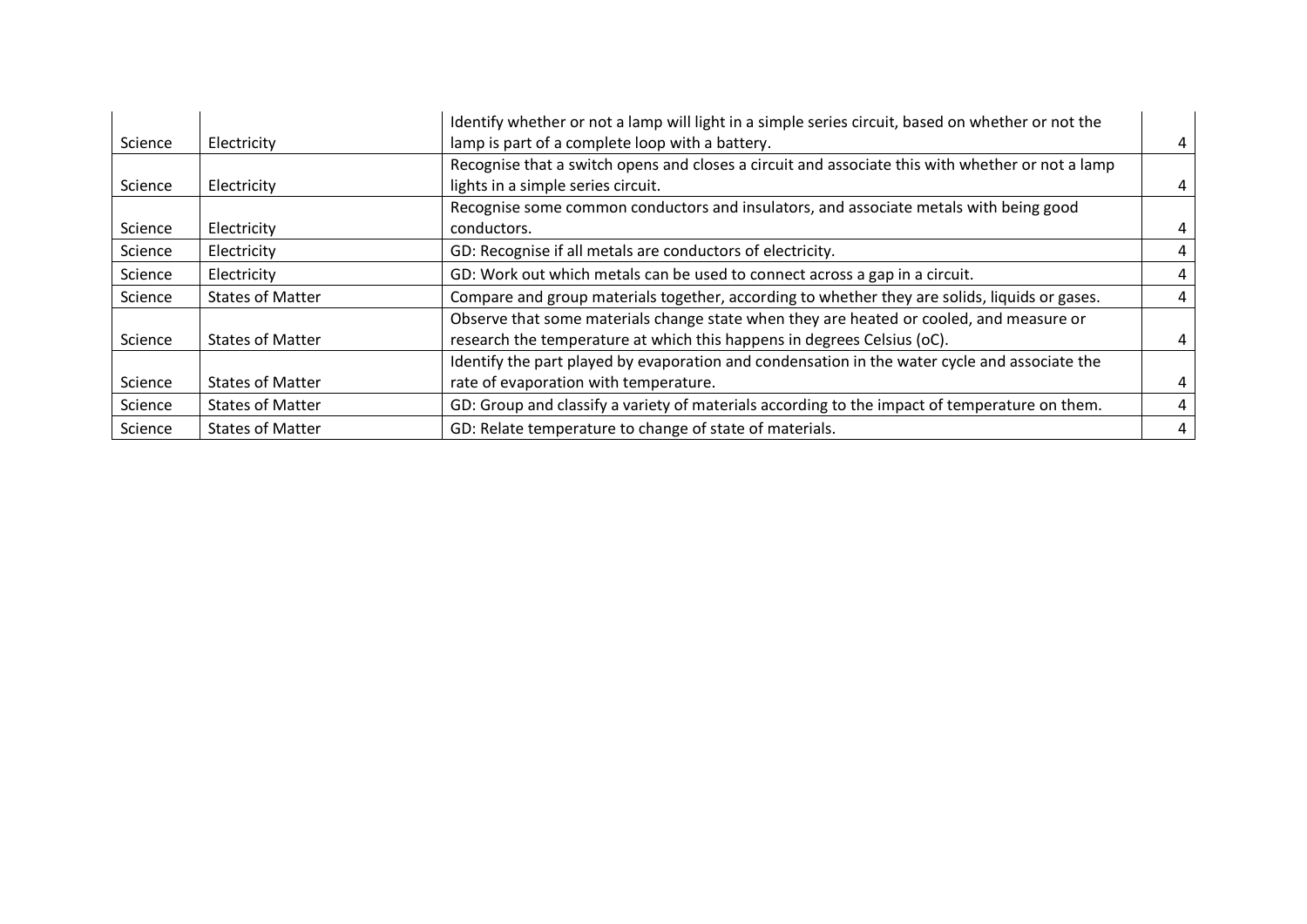| | | | |
|---|---|---|---|
| Science | Electricity | Identify whether or not a lamp will light in a simple series circuit, based on whether or not the lamp is part of a complete loop with a battery. | 4 |
| Science | Electricity | Recognise that a switch opens and closes a circuit and associate this with whether or not a lamp lights in a simple series circuit. | 4 |
| Science | Electricity | Recognise some common conductors and insulators, and associate metals with being good conductors. | 4 |
| Science | Electricity | GD: Recognise if all metals are conductors of electricity. | 4 |
| Science | Electricity | GD: Work out which metals can be used to connect across a gap in a circuit. | 4 |
| Science | States of Matter | Compare and group materials together, according to whether they are solids, liquids or gases. | 4 |
| Science | States of Matter | Observe that some materials change state when they are heated or cooled, and measure or research the temperature at which this happens in degrees Celsius (oC). | 4 |
| Science | States of Matter | Identify the part played by evaporation and condensation in the water cycle and associate the rate of evaporation with temperature. | 4 |
| Science | States of Matter | GD: Group and classify a variety of materials according to the impact of temperature on them. | 4 |
| Science | States of Matter | GD: Relate temperature to change of state of materials. | 4 |